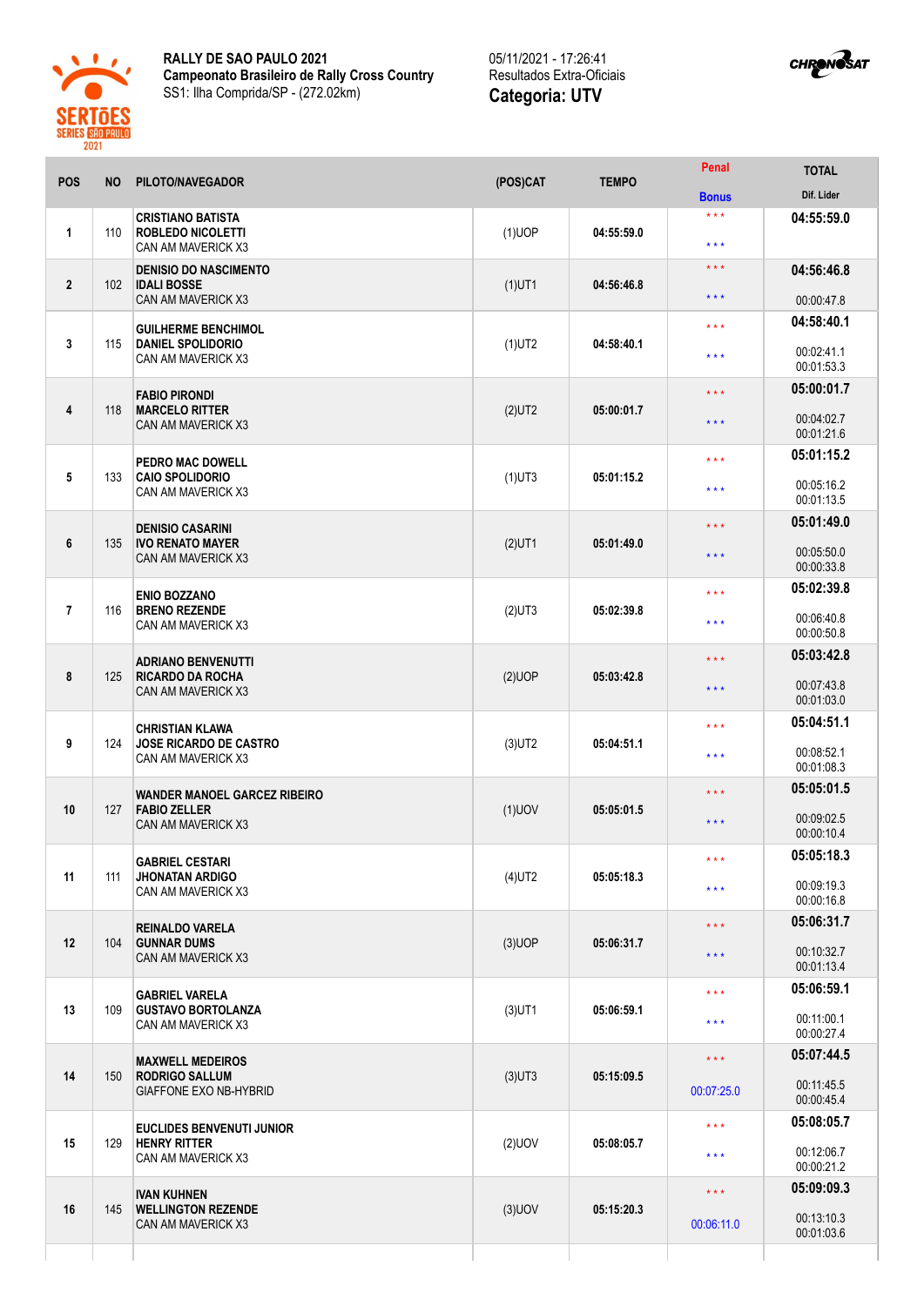**RALLY DE SAO PAULO 2021**
**Campeonato Brasileiro de Rally Cross Country**
SS1: Ilha Comprida/SP - (272.02km)

05/11/2021 - 17:26:41
Resultados Extra-Oficiais
**Categoria: UTV**

| POS | NO | PILOTO/NAVEGADOR | (POS)CAT | TEMPO | Penal / Bonus | TOTAL / Dif. Lider |
|---|---|---|---|---|---|---|
| 1 | 110 | **CRISTIANO BATISTA** **ROBLEDO NICOLETTI** CAN AM MAVERICK X3 | (1)UOP | 04:55:59.0 | \*\*\* / \*\*\* | **04:55:59.0** |
| 2 | 102 | **DENISIO DO NASCIMENTO** **IDALI BOSSE** CAN AM MAVERICK X3 | (1)UT1 | 04:56:46.8 | \*\*\* / \*\*\* | **04:56:46.8** 00:00:47.8 |
| 3 | 115 | **GUILHERME BENCHIMOL** **DANIEL SPOLIDORIO** CAN AM MAVERICK X3 | (1)UT2 | 04:58:40.1 | \*\*\* / \*\*\* | **04:58:40.1** 00:02:41.1 00:01:53.3 |
| 4 | 118 | **FABIO PIRONDI** **MARCELO RITTER** CAN AM MAVERICK X3 | (2)UT2 | 05:00:01.7 | \*\*\* / \*\*\* | **05:00:01.7** 00:04:02.7 00:01:21.6 |
| 5 | 133 | **PEDRO MAC DOWELL** **CAIO SPOLIDORIO** CAN AM MAVERICK X3 | (1)UT3 | 05:01:15.2 | \*\*\* / \*\*\* | **05:01:15.2** 00:05:16.2 00:01:13.5 |
| 6 | 135 | **DENISIO CASARINI** **IVO RENATO MAYER** CAN AM MAVERICK X3 | (2)UT1 | 05:01:49.0 | \*\*\* / \*\*\* | **05:01:49.0** 00:05:50.0 00:00:33.8 |
| 7 | 116 | **ENIO BOZZANO** **BRENO REZENDE** CAN AM MAVERICK X3 | (2)UT3 | 05:02:39.8 | \*\*\* / \*\*\* | **05:02:39.8** 00:06:40.8 00:00:50.8 |
| 8 | 125 | **ADRIANO BENVENUTTI** **RICARDO DA ROCHA** CAN AM MAVERICK X3 | (2)UOP | 05:03:42.8 | \*\*\* / \*\*\* | **05:03:42.8** 00:07:43.8 00:01:03.0 |
| 9 | 124 | **CHRISTIAN KLAWA** **JOSE RICARDO DE CASTRO** CAN AM MAVERICK X3 | (3)UT2 | 05:04:51.1 | \*\*\* / \*\*\* | **05:04:51.1** 00:08:52.1 00:01:08.3 |
| 10 | 127 | **WANDER MANOEL GARCEZ RIBEIRO** **FABIO ZELLER** CAN AM MAVERICK X3 | (1)UOV | 05:05:01.5 | \*\*\* / \*\*\* | **05:05:01.5** 00:09:02.5 00:00:10.4 |
| 11 | 111 | **GABRIEL CESTARI** **JHONATAN ARDIGO** CAN AM MAVERICK X3 | (4)UT2 | 05:05:18.3 | \*\*\* / \*\*\* | **05:05:18.3** 00:09:19.3 00:00:16.8 |
| 12 | 104 | **REINALDO VARELA** **GUNNAR DUMS** CAN AM MAVERICK X3 | (3)UOP | 05:06:31.7 | \*\*\* / \*\*\* | **05:06:31.7** 00:10:32.7 00:01:13.4 |
| 13 | 109 | **GABRIEL VARELA** **GUSTAVO BORTOLANZA** CAN AM MAVERICK X3 | (3)UT1 | 05:06:59.1 | \*\*\* / \*\*\* | **05:06:59.1** 00:11:00.1 00:00:27.4 |
| 14 | 150 | **MAXWELL MEDEIROS** **RODRIGO SALLUM** GIAFFONE EXO NB-HYBRID | (3)UT3 | 05:15:09.5 | \*\*\* / 00:07:25.0 | **05:07:44.5** 00:11:45.5 00:00:45.4 |
| 15 | 129 | **EUCLIDES BENVENUTI JUNIOR** **HENRY RITTER** CAN AM MAVERICK X3 | (2)UOV | 05:08:05.7 | \*\*\* / \*\*\* | **05:08:05.7** 00:12:06.7 00:00:21.2 |
| 16 | 145 | **IVAN KUHNEN** **WELLINGTON REZENDE** CAN AM MAVERICK X3 | (3)UOV | 05:15:20.3 | \*\*\* / 00:06:11.0 | **05:09:09.3** 00:13:10.3 00:01:03.6 |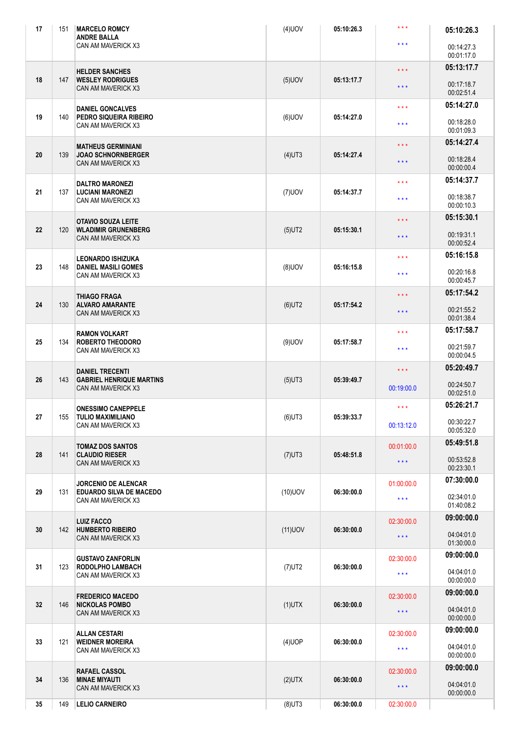| | | | | | | |
|---|---|---|---|---|---|---|
| 17 | 151 | **MARCELO ROMCY**<br>**ANDRE BALLA**<br>CAN AM MAVERICK X3 | (4)UOV | 05:10:26.3 | \* \* \*<br>\* \* \* | **05:10:26.3**<br>00:14:27.3<br>00:01:17.0 |
| 18 | 147 | **HELDER SANCHES**<br>**WESLEY RODRIGUES**<br>CAN AM MAVERICK X3 | (5)UOV | 05:13:17.7 | \* \* \*<br>\* \* \* | **05:13:17.7**<br>00:17:18.7<br>00:02:51.4 |
| 19 | 140 | **DANIEL GONCALVES**<br>**PEDRO SIQUEIRA RIBEIRO**<br>CAN AM MAVERICK X3 | (6)UOV | 05:14:27.0 | \* \* \*<br>\* \* \* | **05:14:27.0**<br>00:18:28.0<br>00:01:09.3 |
| 20 | 139 | **MATHEUS GERMINIANI**<br>**JOAO SCHNORNBERGER**<br>CAN AM MAVERICK X3 | (4)UT3 | 05:14:27.4 | \* \* \*<br>\* \* \* | **05:14:27.4**<br>00:18:28.4<br>00:00:00.4 |
| 21 | 137 | **DALTRO MARONEZI**<br>**LUCIANI MARONEZI**<br>CAN AM MAVERICK X3 | (7)UOV | 05:14:37.7 | \* \* \*<br>\* \* \* | **05:14:37.7**<br>00:18:38.7<br>00:00:10.3 |
| 22 | 120 | **OTAVIO SOUZA LEITE**<br>**WLADIMIR GRUNENBERG**<br>CAN AM MAVERICK X3 | (5)UT2 | 05:15:30.1 | \* \* \*<br>\* \* \* | **05:15:30.1**<br>00:19:31.1<br>00:00:52.4 |
| 23 | 148 | **LEONARDO ISHIZUKA**<br>**DANIEL MASILI GOMES**<br>CAN AM MAVERICK X3 | (8)UOV | 05:16:15.8 | \* \* \*<br>\* \* \* | **05:16:15.8**<br>00:20:16.8<br>00:00:45.7 |
| 24 | 130 | **THIAGO FRAGA**<br>**ALVARO AMARANTE**<br>CAN AM MAVERICK X3 | (6)UT2 | 05:17:54.2 | \* \* \*<br>\* \* \* | **05:17:54.2**<br>00:21:55.2<br>00:01:38.4 |
| 25 | 134 | **RAMON VOLKART**<br>**ROBERTO THEODORO**<br>CAN AM MAVERICK X3 | (9)UOV | 05:17:58.7 | \* \* \*<br>\* \* \* | **05:17:58.7**<br>00:21:59.7<br>00:00:04.5 |
| 26 | 143 | **DANIEL TRECENTI**<br>**GABRIEL HENRIQUE MARTINS**<br>CAN AM MAVERICK X3 | (5)UT3 | 05:39:49.7 | \* \* \*<br>00:19:00.0 | **05:20:49.7**<br>00:24:50.7<br>00:02:51.0 |
| 27 | 155 | **ONESSIMO CANEPPELE**<br>**TULIO MAXIMILIANO**<br>CAN AM MAVERICK X3 | (6)UT3 | 05:39:33.7 | \* \* \*<br>00:13:12.0 | **05:26:21.7**<br>00:30:22.7<br>00:05:32.0 |
| 28 | 141 | **TOMAZ DOS SANTOS**<br>**CLAUDIO RIESER**<br>CAN AM MAVERICK X3 | (7)UT3 | 05:48:51.8 | 00:01:00.0<br>\* \* \* | **05:49:51.8**<br>00:53:52.8<br>00:23:30.1 |
| 29 | 131 | **JORCENIO DE ALENCAR**<br>**EDUARDO SILVA DE MACEDO**<br>CAN AM MAVERICK X3 | (10)UOV | 06:30:00.0 | 01:00:00.0<br>\* \* \* | **07:30:00.0**<br>02:34:01.0<br>01:40:08.2 |
| 30 | 142 | **LUIZ FACCO**<br>**HUMBERTO RIBEIRO**<br>CAN AM MAVERICK X3 | (11)UOV | 06:30:00.0 | 02:30:00.0<br>\* \* \* | **09:00:00.0**<br>04:04:01.0<br>01:30:00.0 |
| 31 | 123 | **GUSTAVO ZANFORLIN**<br>**RODOLPHO LAMBACH**<br>CAN AM MAVERICK X3 | (7)UT2 | 06:30:00.0 | 02:30:00.0<br>\* \* \* | **09:00:00.0**<br>04:04:01.0<br>00:00:00.0 |
| 32 | 146 | **FREDERICO MACEDO**<br>**NICKOLAS POMBO**<br>CAN AM MAVERICK X3 | (1)UTX | 06:30:00.0 | 02:30:00.0<br>\* \* \* | **09:00:00.0**<br>04:04:01.0<br>00:00:00.0 |
| 33 | 121 | **ALLAN CESTARI**<br>**WEIDNER MOREIRA**<br>CAN AM MAVERICK X3 | (4)UOP | 06:30:00.0 | 02:30:00.0<br>\* \* \* | **09:00:00.0**<br>04:04:01.0<br>00:00:00.0 |
| 34 | 136 | **RAFAEL CASSOL**<br>**MINAE MIYAUTI**<br>CAN AM MAVERICK X3 | (2)UTX | 06:30:00.0 | 02:30:00.0<br>\* \* \* | **09:00:00.0**<br>04:04:01.0<br>00:00:00.0 |
| 35 | 149 | **LELIO CARNEIRO** | (8)UT3 | 06:30:00.0 | 02:30:00.0 | |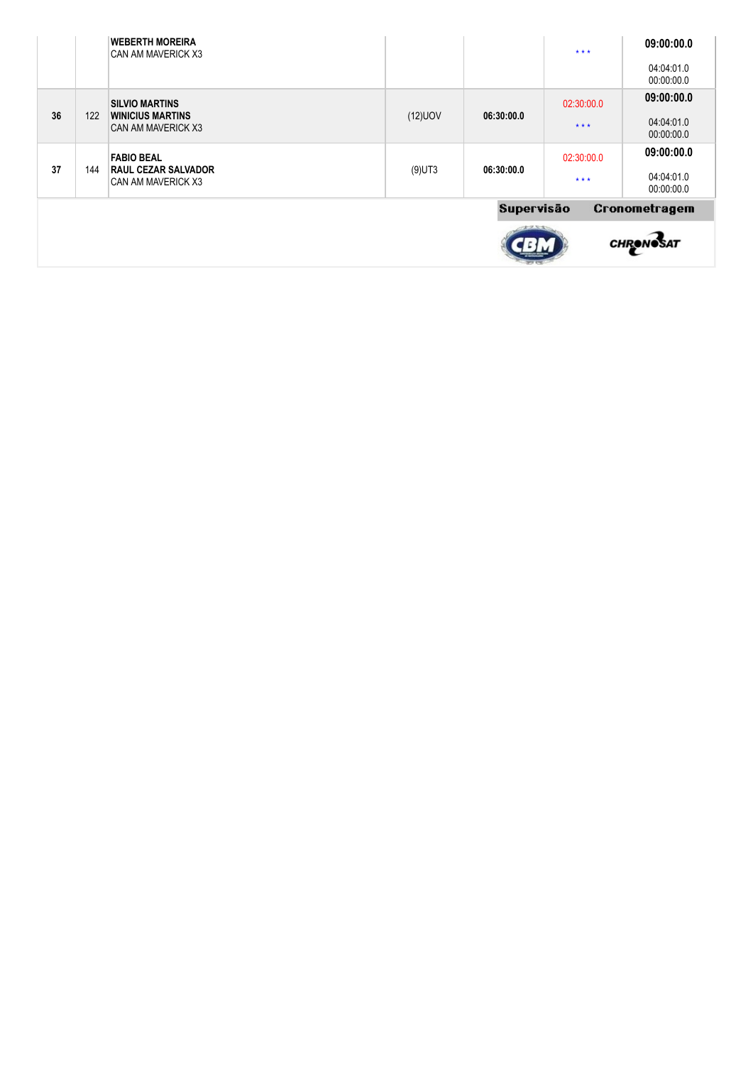| | | | | | | |
|---|---|---|---|---|---|---|
| | | **WEBERTH MOREIRA**<br>CAN AM MAVERICK X3 | | | * * * | **09:00:00.0**<br>04:04:01.0<br>00:00:00.0 |
| **36** | 122 | **SILVIO MARTINS**<br>**WINICIUS MARTINS**<br>CAN AM MAVERICK X3 | (12)UOV | **06:30:00.0** | 02:30:00.0<br>* * * | **09:00:00.0**<br>04:04:01.0<br>00:00:00.0 |
| **37** | 144 | **FABIO BEAL**<br>**RAUL CEZAR SALVADOR**<br>CAN AM MAVERICK X3 | (9)UT3 | **06:30:00.0** | 02:30:00.0<br>* * * | **09:00:00.0**<br>04:04:01.0<br>00:00:00.0 |

**Supervisão** CBM

**Cronometragem** CHRONOSAT